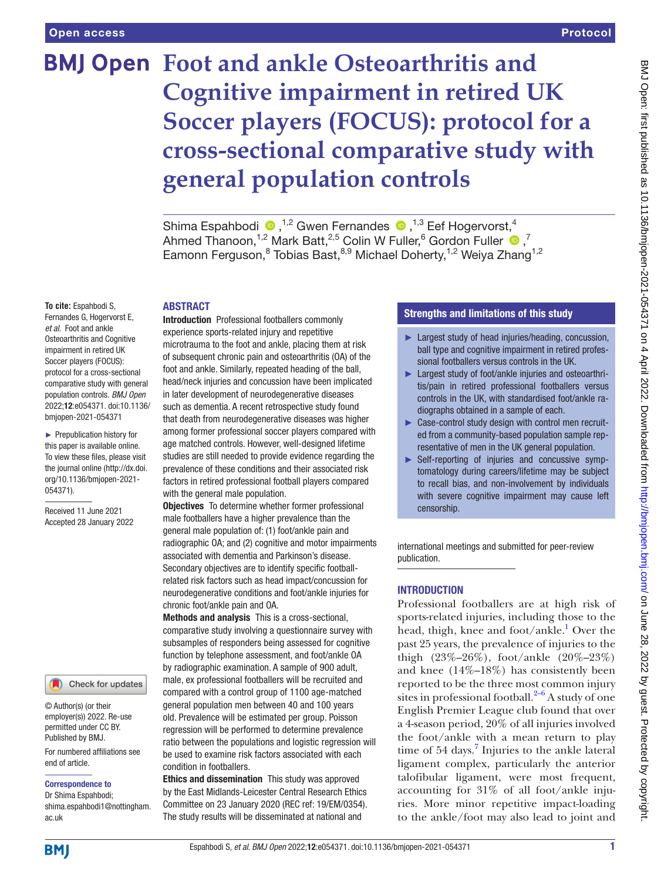# Foot and ankle Osteoarthritis and Cognitive impairment in retired UK Soccer players (FOCUS): protocol for a cross-sectional comparative study with general population controls

Shima Espahbodi ,[1,2] Gwen Fernandes ,[1,3] Eef Hogervorst,[4] Ahmed Thanoon,[1,2] Mark Batt,[2,5] Colin W Fuller,[6] Gordon Fuller ,[7] Eamonn Ferguson,[8] Tobias Bast,[8,9] Michael Doherty,[1,2] Weiya Zhang[1,2]

**To cite:** Espahbodi S, Fernandes G, Hogervorst E, *et al.* Foot and ankle Osteoarthritis and Cognitive impairment in retired UK Soccer players (FOCUS): protocol for a cross-sectional comparative study with general population controls. *BMJ Open* 2022;**12**:e054371. doi:10.1136/bmjopen-2021-054371

► Prepublication history for this paper is available online. To view these files, please visit the journal online (http://dx.doi.org/10.1136/bmjopen-2021-054371).

Received 11 June 2021
Accepted 28 January 2022

© Author(s) (or their employer(s)) 2022. Re-use permitted under CC BY. Published by BMJ.

For numbered affiliations see end of article.

**Correspondence to**
Dr Shima Espahbodi; shima.espahbodi1@nottingham.ac.uk

## ABSTRACT

**Introduction** Professional footballers commonly experience sports-related injury and repetitive microtrauma to the foot and ankle, placing them at risk of subsequent chronic pain and osteoarthritis (OA) of the foot and ankle. Similarly, repeated heading of the ball, head/neck injuries and concussion have been implicated in later development of neurodegenerative diseases such as dementia. A recent retrospective study found that death from neurodegenerative diseases was higher among former professional soccer players compared with age matched controls. However, well-designed lifetime studies are still needed to provide evidence regarding the prevalence of these conditions and their associated risk factors in retired professional football players compared with the general male population.

**Objectives** To determine whether former professional male footballers have a higher prevalence than the general male population of: (1) foot/ankle pain and radiographic OA; and (2) cognitive and motor impairments associated with dementia and Parkinson's disease. Secondary objectives are to identify specific football-related risk factors such as head impact/concussion for neurodegenerative conditions and foot/ankle injuries for chronic foot/ankle pain and OA.

**Methods and analysis** This is a cross-sectional, comparative study involving a questionnaire survey with subsamples of responders being assessed for cognitive function by telephone assessment, and foot/ankle OA by radiographic examination. A sample of 900 adult, male, ex professional footballers will be recruited and compared with a control group of 1100 age-matched general population men between 40 and 100 years old. Prevalence will be estimated per group. Poisson regression will be performed to determine prevalence ratio between the populations and logistic regression will be used to examine risk factors associated with each condition in footballers.

**Ethics and dissemination** This study was approved by the East Midlands-Leicester Central Research Ethics Committee on 23 January 2020 (REC ref: 19/EM/0354). The study results will be disseminated at national and international meetings and submitted for peer-review publication.

## Strengths and limitations of this study

- ► Largest study of head injuries/heading, concussion, ball type and cognitive impairment in retired professional footballers versus controls in the UK.
- ► Largest study of foot/ankle injuries and osteoarthritis/pain in retired professional footballers versus controls in the UK, with standardised foot/ankle radiographs obtained in a sample of each.
- ► Case-control study design with control men recruited from a community-based population sample representative of men in the UK general population.
- ► Self-reporting of injuries and concussive symptomatology during careers/lifetime may be subject to recall bias, and non-involvement by individuals with severe cognitive impairment may cause left censorship.

## INTRODUCTION

Professional footballers are at high risk of sports-related injuries, including those to the head, thigh, knee and foot/ankle.[1] Over the past 25 years, the prevalence of injuries to the thigh (23%–26%), foot/ankle (20%–23%) and knee (14%–18%) has consistently been reported to be the three most common injury sites in professional football.[2–6] A study of one English Premier League club found that over a 4-season period, 20% of all injuries involved the foot/ankle with a mean return to play time of 54 days.[7] Injuries to the ankle lateral ligament complex, particularly the anterior talofibular ligament, were most frequent, accounting for 31% of all foot/ankle injuries. More minor repetitive impact-loading to the ankle/foot may also lead to joint and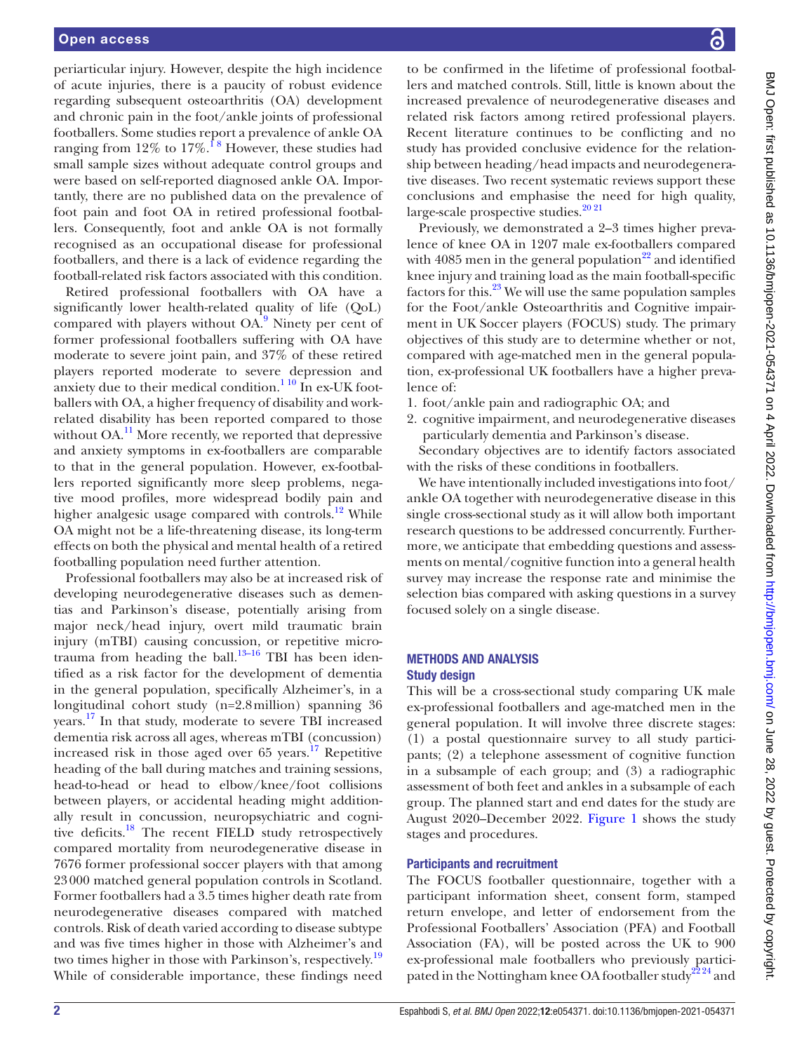periarticular injury. However, despite the high incidence of acute injuries, there is a paucity of robust evidence regarding subsequent osteoarthritis (OA) development and chronic pain in the foot/ankle joints of professional footballers. Some studies report a prevalence of ankle OA ranging from 12% to 17%.[1 8] However, these studies had small sample sizes without adequate control groups and were based on self-reported diagnosed ankle OA. Importantly, there are no published data on the prevalence of foot pain and foot OA in retired professional footballers. Consequently, foot and ankle OA is not formally recognised as an occupational disease for professional footballers, and there is a lack of evidence regarding the football-related risk factors associated with this condition.

Retired professional footballers with OA have a significantly lower health-related quality of life (QoL) compared with players without OA.[9] Ninety per cent of former professional footballers suffering with OA have moderate to severe joint pain, and 37% of these retired players reported moderate to severe depression and anxiety due to their medical condition.[1 10] In ex-UK footballers with OA, a higher frequency of disability and work-related disability has been reported compared to those without OA.[11] More recently, we reported that depressive and anxiety symptoms in ex-footballers are comparable to that in the general population. However, ex-footballers reported significantly more sleep problems, negative mood profiles, more widespread bodily pain and higher analgesic usage compared with controls.[12] While OA might not be a life-threatening disease, its long-term effects on both the physical and mental health of a retired footballing population need further attention.

Professional footballers may also be at increased risk of developing neurodegenerative diseases such as dementias and Parkinson's disease, potentially arising from major neck/head injury, overt mild traumatic brain injury (mTBI) causing concussion, or repetitive microtrauma from heading the ball.[13–16] TBI has been identified as a risk factor for the development of dementia in the general population, specifically Alzheimer's, in a longitudinal cohort study (n=2.8 million) spanning 36 years.[17] In that study, moderate to severe TBI increased dementia risk across all ages, whereas mTBI (concussion) increased risk in those aged over 65 years.[17] Repetitive heading of the ball during matches and training sessions, head-to-head or head to elbow/knee/foot collisions between players, or accidental heading might additionally result in concussion, neuropsychiatric and cognitive deficits.[18] The recent FIELD study retrospectively compared mortality from neurodegenerative disease in 7676 former professional soccer players with that among 23 000 matched general population controls in Scotland. Former footballers had a 3.5 times higher death rate from neurodegenerative diseases compared with matched controls. Risk of death varied according to disease subtype and was five times higher in those with Alzheimer's and two times higher in those with Parkinson's, respectively.[19] While of considerable importance, these findings need to be confirmed in the lifetime of professional footballers and matched controls. Still, little is known about the increased prevalence of neurodegenerative diseases and related risk factors among retired professional players. Recent literature continues to be conflicting and no study has provided conclusive evidence for the relationship between heading/head impacts and neurodegenerative diseases. Two recent systematic reviews support these conclusions and emphasise the need for high quality, large-scale prospective studies.[20 21]

Previously, we demonstrated a 2–3 times higher prevalence of knee OA in 1207 male ex-footballers compared with 4085 men in the general population[22] and identified knee injury and training load as the main football-specific factors for this.[23] We will use the same population samples for the Foot/ankle Osteoarthritis and Cognitive impairment in UK Soccer players (FOCUS) study. The primary objectives of this study are to determine whether or not, compared with age-matched men in the general population, ex-professional UK footballers have a higher prevalence of:

1. foot/ankle pain and radiographic OA; and
2. cognitive impairment, and neurodegenerative diseases particularly dementia and Parkinson's disease.

Secondary objectives are to identify factors associated with the risks of these conditions in footballers.

We have intentionally included investigations into foot/ankle OA together with neurodegenerative disease in this single cross-sectional study as it will allow both important research questions to be addressed concurrently. Furthermore, we anticipate that embedding questions and assessments on mental/cognitive function into a general health survey may increase the response rate and minimise the selection bias compared with asking questions in a survey focused solely on a single disease.

## METHODS AND ANALYSIS

### Study design

This will be a cross-sectional study comparing UK male ex-professional footballers and age-matched men in the general population. It will involve three discrete stages: (1) a postal questionnaire survey to all study participants; (2) a telephone assessment of cognitive function in a subsample of each group; and (3) a radiographic assessment of both feet and ankles in a subsample of each group. The planned start and end dates for the study are August 2020–December 2022. Figure 1 shows the study stages and procedures.

### Participants and recruitment

The FOCUS footballer questionnaire, together with a participant information sheet, consent form, stamped return envelope, and letter of endorsement from the Professional Footballers' Association (PFA) and Football Association (FA), will be posted across the UK to 900 ex-professional male footballers who previously participated in the Nottingham knee OA footballer study[22 24] and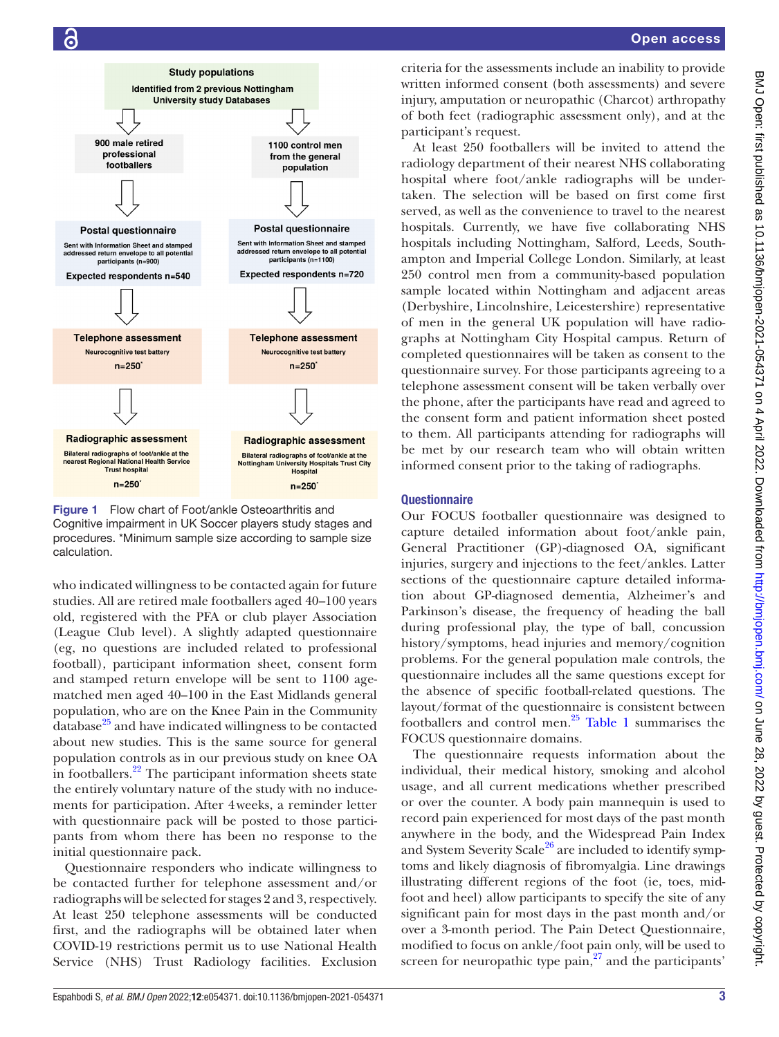Study populations

Identified from 2 previous Nottingham University study Databases

| Footballers | Controls |
|---|---|
| 900 male retired professional footballers | 1100 control men from the general population |
| **Postal questionnaire** Sent with Information Sheet and stamped addressed return envelope to all potential participants (n=900) Expected respondents n=540 | **Postal questionnaire** Sent with Information Sheet and stamped addressed return envelope to all potential participants (n=1100) Expected respondents n=720 |
| **Telephone assessment** Neurocognitive test battery n=250* | **Telephone assessment** Neurocognitive test battery n=250* |
| **Radiographic assessment** Bilateral radiographs of foot/ankle at the nearest Regional National Health Service Trust hospital n=250* | **Radiographic assessment** Bilateral radiographs of foot/ankle at the Nottingham University Hospitals Trust City Hospital n=250* |

**Figure 1** Flow chart of Foot/ankle Osteoarthritis and Cognitive impairment in UK Soccer players study stages and procedures. *Minimum sample size according to sample size calculation.

who indicated willingness to be contacted again for future studies. All are retired male footballers aged 40–100 years old, registered with the PFA or club player Association (League Club level). A slightly adapted questionnaire (eg, no questions are included related to professional football), participant information sheet, consent form and stamped return envelope will be sent to 1100 age-matched men aged 40–100 in the East Midlands general population, who are on the Knee Pain in the Community database[25] and have indicated willingness to be contacted about new studies. This is the same source for general population controls as in our previous study on knee OA in footballers.[22] The participant information sheets state the entirely voluntary nature of the study with no inducements for participation. After 4 weeks, a reminder letter with questionnaire pack will be posted to those participants from whom there has been no response to the initial questionnaire pack.

Questionnaire responders who indicate willingness to be contacted further for telephone assessment and/or radiographs will be selected for stages 2 and 3, respectively. At least 250 telephone assessments will be conducted first, and the radiographs will be obtained later when COVID-19 restrictions permit us to use National Health Service (NHS) Trust Radiology facilities. Exclusion criteria for the assessments include an inability to provide written informed consent (both assessments) and severe injury, amputation or neuropathic (Charcot) arthropathy of both feet (radiographic assessment only), and at the participant's request.

At least 250 footballers will be invited to attend the radiology department of their nearest NHS collaborating hospital where foot/ankle radiographs will be undertaken. The selection will be based on first come first served, as well as the convenience to travel to the nearest hospitals. Currently, we have five collaborating NHS hospitals including Nottingham, Salford, Leeds, Southampton and Imperial College London. Similarly, at least 250 control men from a community-based population sample located within Nottingham and adjacent areas (Derbyshire, Lincolnshire, Leicestershire) representative of men in the general UK population will have radiographs at Nottingham City Hospital campus. Return of completed questionnaires will be taken as consent to the questionnaire survey. For those participants agreeing to a telephone assessment consent will be taken verbally over the phone, after the participants have read and agreed to the consent form and patient information sheet posted to them. All participants attending for radiographs will be met by our research team who will obtain written informed consent prior to the taking of radiographs.

## Questionnaire

Our FOCUS footballer questionnaire was designed to capture detailed information about foot/ankle pain, General Practitioner (GP)-diagnosed OA, significant injuries, surgery and injections to the feet/ankles. Latter sections of the questionnaire capture detailed information about GP-diagnosed dementia, Alzheimer's and Parkinson's disease, the frequency of heading the ball during professional play, the type of ball, concussion history/symptoms, head injuries and memory/cognition problems. For the general population male controls, the questionnaire includes all the same questions except for the absence of specific football-related questions. The layout/format of the questionnaire is consistent between footballers and control men.[25] Table 1 summarises the FOCUS questionnaire domains.

The questionnaire requests information about the individual, their medical history, smoking and alcohol usage, and all current medications whether prescribed or over the counter. A body pain mannequin is used to record pain experienced for most days of the past month anywhere in the body, and the Widespread Pain Index and System Severity Scale[26] are included to identify symptoms and likely diagnosis of fibromyalgia. Line drawings illustrating different regions of the foot (ie, toes, midfoot and heel) allow participants to specify the site of any significant pain for most days in the past month and/or over a 3-month period. The Pain Detect Questionnaire, modified to focus on ankle/foot pain only, will be used to screen for neuropathic type pain,[27] and the participants'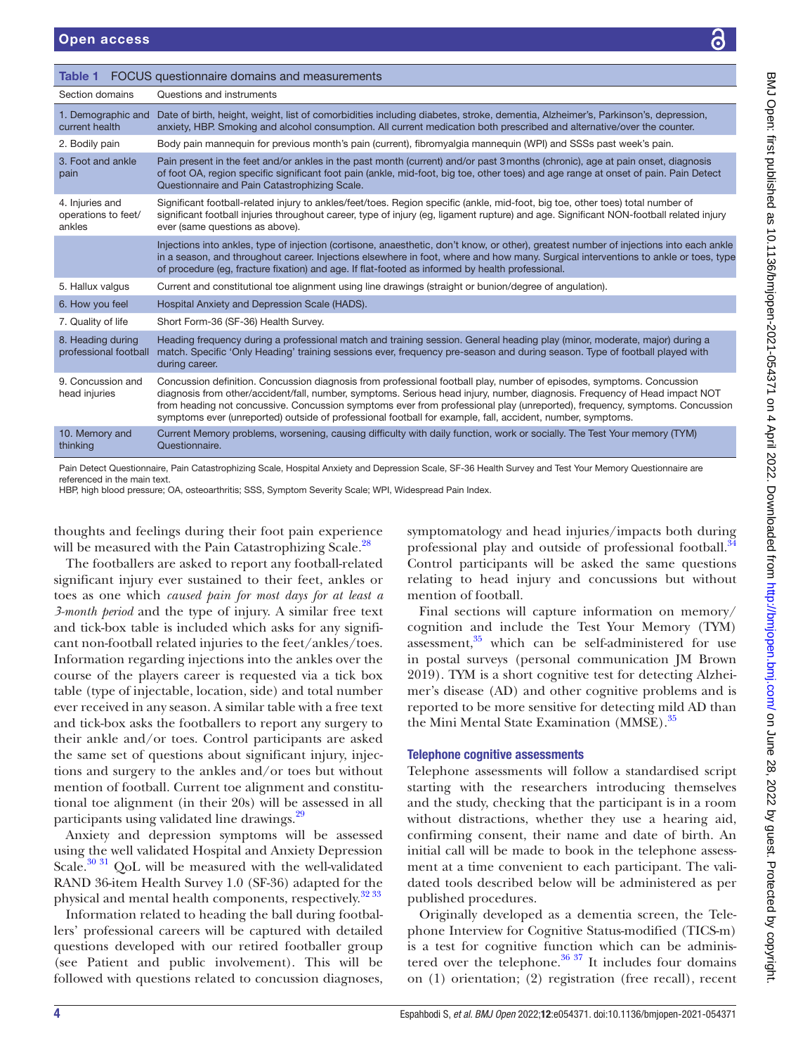**Table 1** FOCUS questionnaire domains and measurements

| Section domains | Questions and instruments |
|---|---|
| 1. Demographic and current health | Date of birth, height, weight, list of comorbidities including diabetes, stroke, dementia, Alzheimer's, Parkinson's, depression, anxiety, HBP. Smoking and alcohol consumption. All current medication both prescribed and alternative/over the counter. |
| 2. Bodily pain | Body pain mannequin for previous month's pain (current), fibromyalgia mannequin (WPI) and SSSs past week's pain. |
| 3. Foot and ankle pain | Pain present in the feet and/or ankles in the past month (current) and/or past 3 months (chronic), age at pain onset, diagnosis of foot OA, region specific significant foot pain (ankle, mid-foot, big toe, other toes) and age range at onset of pain. Pain Detect Questionnaire and Pain Catastrophizing Scale. |
| 4. Injuries and operations to feet/ankles | Significant football-related injury to ankles/feet/toes. Region specific (ankle, mid-foot, big toe, other toes) total number of significant football injuries throughout career, type of injury (eg, ligament rupture) and age. Significant NON-football related injury ever (same questions as above). |
| | Injections into ankles, type of injection (cortisone, anaesthetic, don't know, or other), greatest number of injections into each ankle in a season, and throughout career. Injections elsewhere in foot, where and how many. Surgical interventions to ankle or toes, type of procedure (eg, fracture fixation) and age. If flat-footed as informed by health professional. |
| 5. Hallux valgus | Current and constitutional toe alignment using line drawings (straight or bunion/degree of angulation). |
| 6. How you feel | Hospital Anxiety and Depression Scale (HADS). |
| 7. Quality of life | Short Form-36 (SF-36) Health Survey. |
| 8. Heading during professional football | Heading frequency during a professional match and training session. General heading play (minor, moderate, major) during a match. Specific 'Only Heading' training sessions ever, frequency pre-season and during season. Type of football played with during career. |
| 9. Concussion and head injuries | Concussion definition. Concussion diagnosis from professional football play, number of episodes, symptoms. Concussion diagnosis from other/accident/fall, number, symptoms. Serious head injury, number, diagnosis. Frequency of Head impact NOT from heading not concussive. Concussion symptoms ever from professional play (unreported), frequency, symptoms. Concussion symptoms ever (unreported) outside of professional football for example, fall, accident, number, symptoms. |
| 10. Memory and thinking | Current Memory problems, worsening, causing difficulty with daily function, work or socially. The Test Your memory (TYM) Questionnaire. |

Pain Detect Questionnaire, Pain Catastrophizing Scale, Hospital Anxiety and Depression Scale, SF-36 Health Survey and Test Your Memory Questionnaire are referenced in the main text.
HBP, high blood pressure; OA, osteoarthritis; SSS, Symptom Severity Scale; WPI, Widespread Pain Index.

thoughts and feelings during their foot pain experience will be measured with the Pain Catastrophizing Scale.[28]

The footballers are asked to report any football-related significant injury ever sustained to their feet, ankles or toes as one which *caused pain for most days for at least a 3-month period* and the type of injury. A similar free text and tick-box table is included which asks for any significant non-football related injuries to the feet/ankles/toes. Information regarding injections into the ankles over the course of the players career is requested via a tick box table (type of injectable, location, side) and total number ever received in any season. A similar table with a free text and tick-box asks the footballers to report any surgery to their ankle and/or toes. Control participants are asked the same set of questions about significant injury, injections and surgery to the ankles and/or toes but without mention of football. Current toe alignment and constitutional toe alignment (in their 20s) will be assessed in all participants using validated line drawings.[29]

Anxiety and depression symptoms will be assessed using the well validated Hospital and Anxiety Depression Scale.[30 31] QoL will be measured with the well-validated RAND 36-item Health Survey 1.0 (SF-36) adapted for the physical and mental health components, respectively.[32 33]

Information related to heading the ball during footballers' professional careers will be captured with detailed questions developed with our retired footballer group (see Patient and public involvement). This will be followed with questions related to concussion diagnoses, symptomatology and head injuries/impacts both during professional play and outside of professional football.[34] Control participants will be asked the same questions relating to head injury and concussions but without mention of football.

Final sections will capture information on memory/cognition and include the Test Your Memory (TYM) assessment,[35] which can be self-administered for use in postal surveys (personal communication JM Brown 2019). TYM is a short cognitive test for detecting Alzheimer's disease (AD) and other cognitive problems and is reported to be more sensitive for detecting mild AD than the Mini Mental State Examination (MMSE).[35]

### Telephone cognitive assessments

Telephone assessments will follow a standardised script starting with the researchers introducing themselves and the study, checking that the participant is in a room without distractions, whether they use a hearing aid, confirming consent, their name and date of birth. An initial call will be made to book in the telephone assessment at a time convenient to each participant. The validated tools described below will be administered as per published procedures.

Originally developed as a dementia screen, the Telephone Interview for Cognitive Status-modified (TICS-m) is a test for cognitive function which can be administered over the telephone.[36 37] It includes four domains on (1) orientation; (2) registration (free recall), recent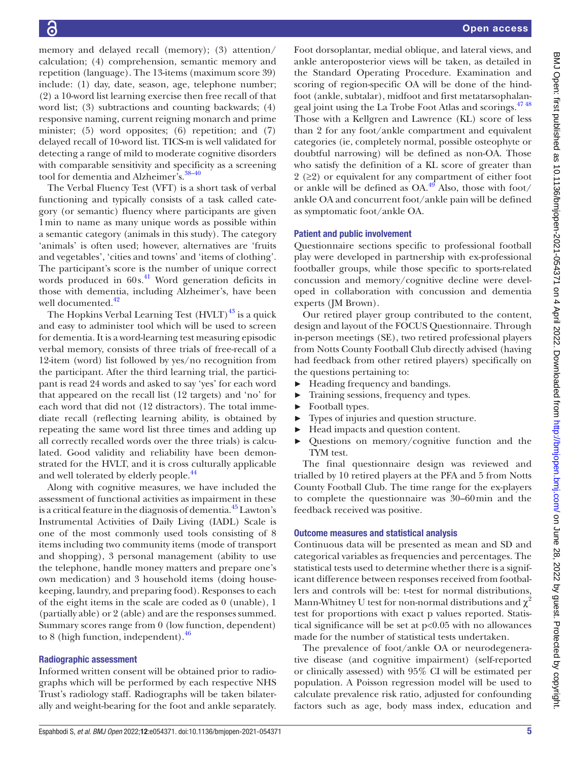memory and delayed recall (memory); (3) attention/calculation; (4) comprehension, semantic memory and repetition (language). The 13-items (maximum score 39) include: (1) day, date, season, age, telephone number; (2) a 10-word list learning exercise then free recall of that word list; (3) subtractions and counting backwards; (4) responsive naming, current reigning monarch and prime minister; (5) word opposites; (6) repetition; and (7) delayed recall of 10-word list. TICS-m is well validated for detecting a range of mild to moderate cognitive disorders with comparable sensitivity and specificity as a screening tool for dementia and Alzheimer's.[38–40]

The Verbal Fluency Test (VFT) is a short task of verbal functioning and typically consists of a task called category (or semantic) fluency where participants are given 1 min to name as many unique words as possible within a semantic category (animals in this study). The category 'animals' is often used; however, alternatives are 'fruits and vegetables', 'cities and towns' and 'items of clothing'. The participant's score is the number of unique correct words produced in 60 s.[41] Word generation deficits in those with dementia, including Alzheimer's, have been well documented.[42]

The Hopkins Verbal Learning Test (HVLT)[43] is a quick and easy to administer tool which will be used to screen for dementia. It is a word-learning test measuring episodic verbal memory, consists of three trials of free-recall of a 12-item (word) list followed by yes/no recognition from the participant. After the third learning trial, the participant is read 24 words and asked to say 'yes' for each word that appeared on the recall list (12 targets) and 'no' for each word that did not (12 distractors). The total immediate recall (reflecting learning ability, is obtained by repeating the same word list three times and adding up all correctly recalled words over the three trials) is calculated. Good validity and reliability have been demonstrated for the HVLT, and it is cross culturally applicable and well tolerated by elderly people.[44]

Along with cognitive measures, we have included the assessment of functional activities as impairment in these is a critical feature in the diagnosis of dementia.[45] Lawton's Instrumental Activities of Daily Living (IADL) Scale is one of the most commonly used tools consisting of 8 items including two community items (mode of transport and shopping), 3 personal management (ability to use the telephone, handle money matters and prepare one's own medication) and 3 household items (doing housekeeping, laundry, and preparing food). Responses to each of the eight items in the scale are coded as 0 (unable), 1 (partially able) or 2 (able) and are the responses summed. Summary scores range from 0 (low function, dependent) to 8 (high function, independent).[46]

## Radiographic assessment

Informed written consent will be obtained prior to radiographs which will be performed by each respective NHS Trust's radiology staff. Radiographs will be taken bilaterally and weight-bearing for the foot and ankle separately. Foot dorsoplantar, medial oblique, and lateral views, and ankle anteroposterior views will be taken, as detailed in the Standard Operating Procedure. Examination and scoring of region-specific OA will be done of the hindfoot (ankle, subtalar), midfoot and first metatarsophalangeal joint using the La Trobe Foot Atlas and scorings.[47 48] Those with a Kellgren and Lawrence (KL) score of less than 2 for any foot/ankle compartment and equivalent categories (ie, completely normal, possible osteophyte or doubtful narrowing) will be defined as non-OA. Those who satisfy the definition of a KL score of greater than 2 (≥2) or equivalent for any compartment of either foot or ankle will be defined as OA.[49] Also, those with foot/ankle OA and concurrent foot/ankle pain will be defined as symptomatic foot/ankle OA.

## Patient and public involvement

Questionnaire sections specific to professional football play were developed in partnership with ex-professional footballer groups, while those specific to sports-related concussion and memory/cognitive decline were developed in collaboration with concussion and dementia experts (JM Brown).

Our retired player group contributed to the content, design and layout of the FOCUS Questionnaire. Through in-person meetings (SE), two retired professional players from Notts County Football Club directly advised (having had feedback from other retired players) specifically on the questions pertaining to:

- Heading frequency and bandings.
- Training sessions, frequency and types.
- Football types.
- Types of injuries and question structure.
- Head impacts and question content.
- Questions on memory/cognitive function and the TYM test.

The final questionnaire design was reviewed and trialled by 10 retired players at the PFA and 5 from Notts County Football Club. The time range for the ex-players to complete the questionnaire was 30–60 min and the feedback received was positive.

## Outcome measures and statistical analysis

Continuous data will be presented as mean and SD and categorical variables as frequencies and percentages. The statistical tests used to determine whether there is a significant difference between responses received from footballers and controls will be: t-test for normal distributions, Mann-Whitney U test for non-normal distributions and $\chi^2$ test for proportions with exact p values reported. Statistical significance will be set at $p<0.05$ with no allowances made for the number of statistical tests undertaken.

The prevalence of foot/ankle OA or neurodegenerative disease (and cognitive impairment) (self-reported or clinically assessed) with 95% CI will be estimated per population. A Poisson regression model will be used to calculate prevalence risk ratio, adjusted for confounding factors such as age, body mass index, education and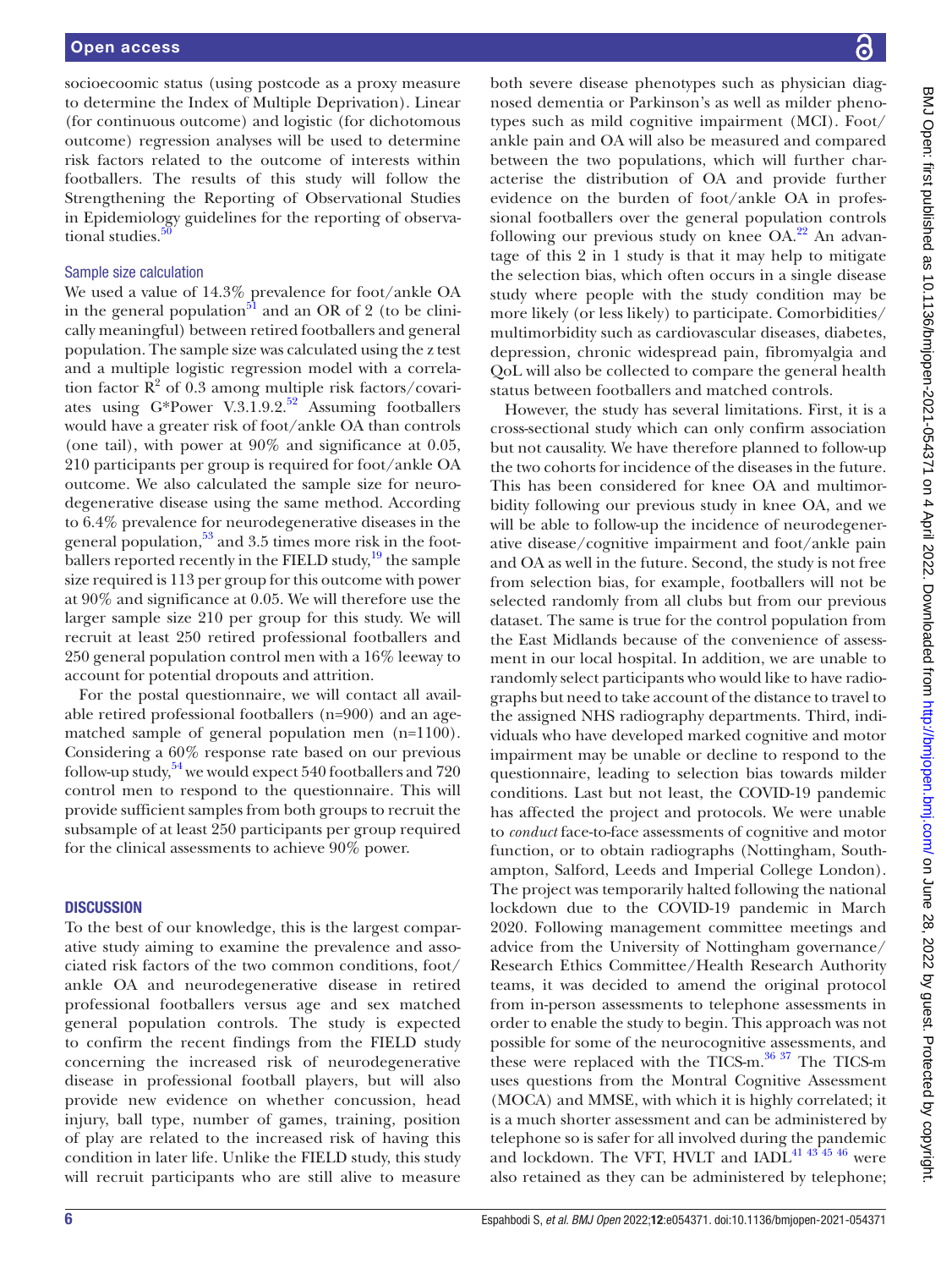socioecoomic status (using postcode as a proxy measure to determine the Index of Multiple Deprivation). Linear (for continuous outcome) and logistic (for dichotomous outcome) regression analyses will be used to determine risk factors related to the outcome of interests within footballers. The results of this study will follow the Strengthening the Reporting of Observational Studies in Epidemiology guidelines for the reporting of observational studies.[50]

### Sample size calculation

We used a value of 14.3% prevalence for foot/ankle OA in the general population[51] and an OR of 2 (to be clinically meaningful) between retired footballers and general population. The sample size was calculated using the z test and a multiple logistic regression model with a correlation factor $R^2$ of 0.3 among multiple risk factors/covariates using G*Power V.3.1.9.2.[52] Assuming footballers would have a greater risk of foot/ankle OA than controls (one tail), with power at 90% and significance at 0.05, 210 participants per group is required for foot/ankle OA outcome. We also calculated the sample size for neurodegenerative disease using the same method. According to 6.4% prevalence for neurodegenerative diseases in the general population,[53] and 3.5 times more risk in the footballers reported recently in the FIELD study,[19] the sample size required is 113 per group for this outcome with power at 90% and significance at 0.05. We will therefore use the larger sample size 210 per group for this study. We will recruit at least 250 retired professional footballers and 250 general population control men with a 16% leeway to account for potential dropouts and attrition.

For the postal questionnaire, we will contact all available retired professional footballers (n=900) and an age-matched sample of general population men (n=1100). Considering a 60% response rate based on our previous follow-up study,[54] we would expect 540 footballers and 720 control men to respond to the questionnaire. This will provide sufficient samples from both groups to recruit the subsample of at least 250 participants per group required for the clinical assessments to achieve 90% power.

## DISCUSSION

To the best of our knowledge, this is the largest comparative study aiming to examine the prevalence and associated risk factors of the two common conditions, foot/ankle OA and neurodegenerative disease in retired professional footballers versus age and sex matched general population controls. The study is expected to confirm the recent findings from the FIELD study concerning the increased risk of neurodegenerative disease in professional football players, but will also provide new evidence on whether concussion, head injury, ball type, number of games, training, position of play are related to the increased risk of having this condition in later life. Unlike the FIELD study, this study will recruit participants who are still alive to measure both severe disease phenotypes such as physician diagnosed dementia or Parkinson's as well as milder phenotypes such as mild cognitive impairment (MCI). Foot/ankle pain and OA will also be measured and compared between the two populations, which will further characterise the distribution of OA and provide further evidence on the burden of foot/ankle OA in professional footballers over the general population controls following our previous study on knee OA.[22] An advantage of this 2 in 1 study is that it may help to mitigate the selection bias, which often occurs in a single disease study where people with the study condition may be more likely (or less likely) to participate. Comorbidities/multimorbidity such as cardiovascular diseases, diabetes, depression, chronic widespread pain, fibromyalgia and QoL will also be collected to compare the general health status between footballers and matched controls.

However, the study has several limitations. First, it is a cross-sectional study which can only confirm association but not causality. We have therefore planned to follow-up the two cohorts for incidence of the diseases in the future. This has been considered for knee OA and multimorbidity following our previous study in knee OA, and we will be able to follow-up the incidence of neurodegenerative disease/cognitive impairment and foot/ankle pain and OA as well in the future. Second, the study is not free from selection bias, for example, footballers will not be selected randomly from all clubs but from our previous dataset. The same is true for the control population from the East Midlands because of the convenience of assessment in our local hospital. In addition, we are unable to randomly select participants who would like to have radiographs but need to take account of the distance to travel to the assigned NHS radiography departments. Third, individuals who have developed marked cognitive and motor impairment may be unable or decline to respond to the questionnaire, leading to selection bias towards milder conditions. Last but not least, the COVID-19 pandemic has affected the project and protocols. We were unable to *conduct* face-to-face assessments of cognitive and motor function, or to obtain radiographs (Nottingham, Southampton, Salford, Leeds and Imperial College London). The project was temporarily halted following the national lockdown due to the COVID-19 pandemic in March 2020. Following management committee meetings and advice from the University of Nottingham governance/Research Ethics Committee/Health Research Authority teams, it was decided to amend the original protocol from in-person assessments to telephone assessments in order to enable the study to begin. This approach was not possible for some of the neurocognitive assessments, and these were replaced with the TICS-m.[36 37] The TICS-m uses questions from the Montral Cognitive Assessment (MOCA) and MMSE, with which it is highly correlated; it is a much shorter assessment and can be administered by telephone so is safer for all involved during the pandemic and lockdown. The VFT, HVLT and IADL[41 43 45 46] were also retained as they can be administered by telephone;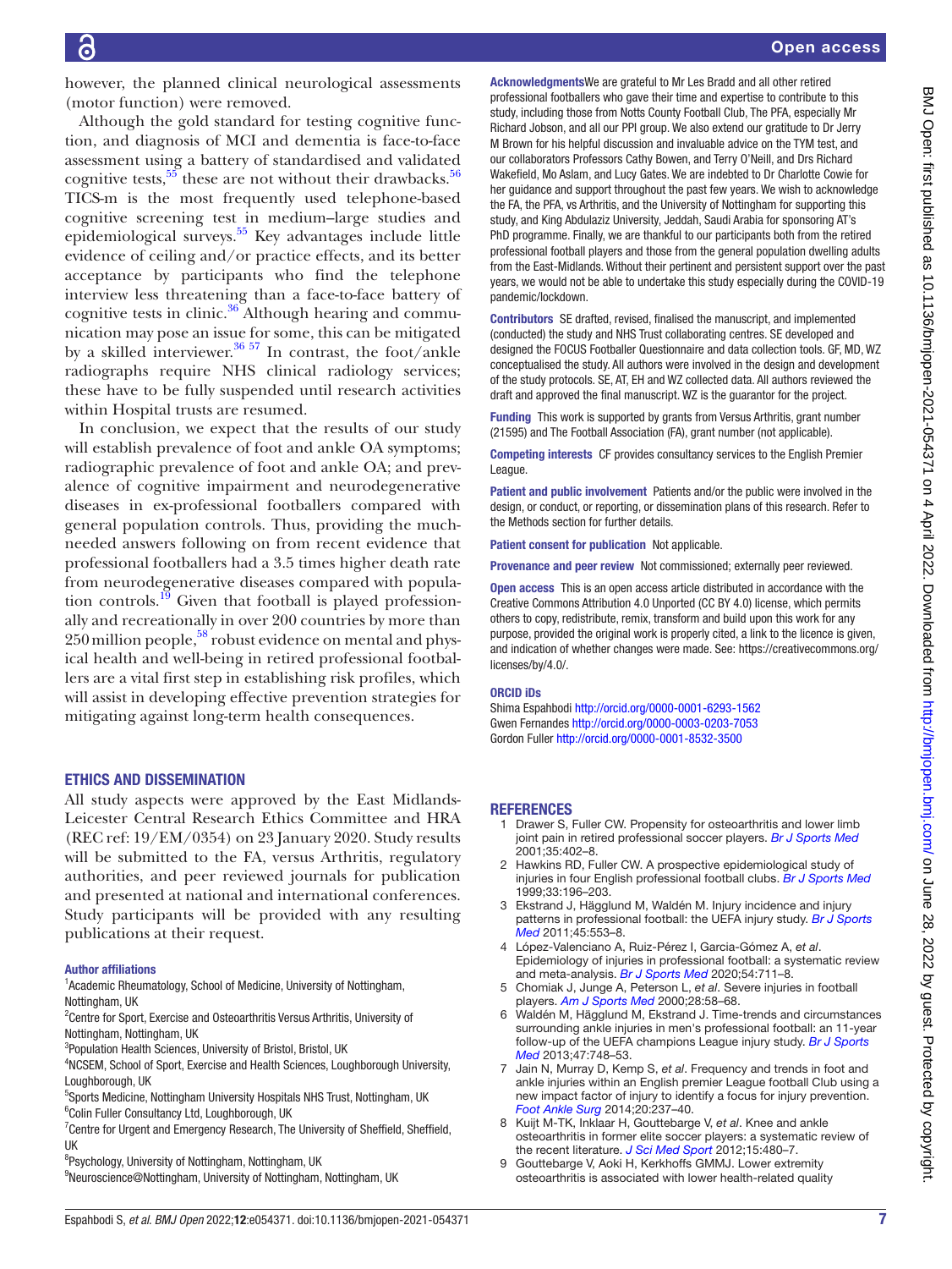however, the planned clinical neurological assessments (motor function) were removed.

Although the gold standard for testing cognitive function, and diagnosis of MCI and dementia is face-to-face assessment using a battery of standardised and validated cognitive tests,[55] these are not without their drawbacks.[56] TICS-m is the most frequently used telephone-based cognitive screening test in medium–large studies and epidemiological surveys.[55] Key advantages include little evidence of ceiling and/or practice effects, and its better acceptance by participants who find the telephone interview less threatening than a face-to-face battery of cognitive tests in clinic.[36] Although hearing and communication may pose an issue for some, this can be mitigated by a skilled interviewer.[36 57] In contrast, the foot/ankle radiographs require NHS clinical radiology services; these have to be fully suspended until research activities within Hospital trusts are resumed.

In conclusion, we expect that the results of our study will establish prevalence of foot and ankle OA symptoms; radiographic prevalence of foot and ankle OA; and prevalence of cognitive impairment and neurodegenerative diseases in ex-professional footballers compared with general population controls. Thus, providing the much-needed answers following on from recent evidence that professional footballers had a 3.5 times higher death rate from neurodegenerative diseases compared with population controls.[19] Given that football is played professionally and recreationally in over 200 countries by more than 250 million people,[58] robust evidence on mental and physical health and well-being in retired professional footballers are a vital first step in establishing risk profiles, which will assist in developing effective prevention strategies for mitigating against long-term health consequences.

## ETHICS AND DISSEMINATION

All study aspects were approved by the East Midlands-Leicester Central Research Ethics Committee and HRA (REC ref: 19/EM/0354) on 23 January 2020. Study results will be submitted to the FA, versus Arthritis, regulatory authorities, and peer reviewed journals for publication and presented at national and international conferences. Study participants will be provided with any resulting publications at their request.

#### Author affiliations

[1]Academic Rheumatology, School of Medicine, University of Nottingham, Nottingham, UK
[2]Centre for Sport, Exercise and Osteoarthritis Versus Arthritis, University of Nottingham, Nottingham, UK
[3]Population Health Sciences, University of Bristol, Bristol, UK
[4]NCSEM, School of Sport, Exercise and Health Sciences, Loughborough University, Loughborough, UK
[5]Sports Medicine, Nottingham University Hospitals NHS Trust, Nottingham, UK
[6]Colin Fuller Consultancy Ltd, Loughborough, UK
[7]Centre for Urgent and Emergency Research, The University of Sheffield, Sheffield, UK
[8]Psychology, University of Nottingham, Nottingham, UK
[9]Neuroscience@Nottingham, University of Nottingham, Nottingham, UK

**Acknowledgments** We are grateful to Mr Les Bradd and all other retired professional footballers who gave their time and expertise to contribute to this study, including those from Notts County Football Club, The PFA, especially Mr Richard Jobson, and all our PPI group. We also extend our gratitude to Dr Jerry M Brown for his helpful discussion and invaluable advice on the TYM test, and our collaborators Professors Cathy Bowen, and Terry O'Neill, and Drs Richard Wakefield, Mo Aslam, and Lucy Gates. We are indebted to Dr Charlotte Cowie for her guidance and support throughout the past few years. We wish to acknowledge the FA, the PFA, vs Arthritis, and the University of Nottingham for supporting this study, and King Abdulaziz University, Jeddah, Saudi Arabia for sponsoring AT's PhD programme. Finally, we are thankful to our participants both from the retired professional football players and those from the general population dwelling adults from the East-Midlands. Without their pertinent and persistent support over the past years, we would not be able to undertake this study especially during the COVID-19 pandemic/lockdown.

**Contributors** SE drafted, revised, finalised the manuscript, and implemented (conducted) the study and NHS Trust collaborating centres. SE developed and designed the FOCUS Footballer Questionnaire and data collection tools. GF, MD, WZ conceptualised the study. All authors were involved in the design and development of the study protocols. SE, AT, EH and WZ collected data. All authors reviewed the draft and approved the final manuscript. WZ is the guarantor for the project.

**Funding** This work is supported by grants from Versus Arthritis, grant number (21595) and The Football Association (FA), grant number (not applicable).

**Competing interests** CF provides consultancy services to the English Premier League.

**Patient and public involvement** Patients and/or the public were involved in the design, or conduct, or reporting, or dissemination plans of this research. Refer to the Methods section for further details.

**Patient consent for publication** Not applicable.

**Provenance and peer review** Not commissioned; externally peer reviewed.

**Open access** This is an open access article distributed in accordance with the Creative Commons Attribution 4.0 Unported (CC BY 4.0) license, which permits others to copy, redistribute, remix, transform and build upon this work for any purpose, provided the original work is properly cited, a link to the licence is given, and indication of whether changes were made. See: https://creativecommons.org/licenses/by/4.0/.

#### ORCID iDs

Shima Espahbodi http://orcid.org/0000-0001-6293-1562
Gwen Fernandes http://orcid.org/0000-0003-0203-7053
Gordon Fuller http://orcid.org/0000-0001-8532-3500

## REFERENCES

1. Drawer S, Fuller CW. Propensity for osteoarthritis and lower limb joint pain in retired professional soccer players. *Br J Sports Med* 2001;35:402–8.
2. Hawkins RD, Fuller CW. A prospective epidemiological study of injuries in four English professional football clubs. *Br J Sports Med* 1999;33:196–203.
3. Ekstrand J, Hägglund M, Waldén M. Injury incidence and injury patterns in professional football: the UEFA injury study. *Br J Sports Med* 2011;45:553–8.
4. López-Valenciano A, Ruiz-Pérez I, Garcia-Gómez A, *et al*. Epidemiology of injuries in professional football: a systematic review and meta-analysis. *Br J Sports Med* 2020;54:711–8.
5. Chomiak J, Junge A, Peterson L, *et al*. Severe injuries in football players. *Am J Sports Med* 2000;28:58–68.
6. Waldén M, Hägglund M, Ekstrand J. Time-trends and circumstances surrounding ankle injuries in men's professional football: an 11-year follow-up of the UEFA champions League injury study. *Br J Sports Med* 2013;47:748–53.
7. Jain N, Murray D, Kemp S, *et al*. Frequency and trends in foot and ankle injuries within an English premier League football Club using a new impact factor of injury to identify a focus for injury prevention. *Foot Ankle Surg* 2014;20:237–40.
8. Kuijt M-TK, Inklaar H, Gouttebarge V, *et al*. Knee and ankle osteoarthritis in former elite soccer players: a systematic review of the recent literature. *J Sci Med Sport* 2012;15:480–7.
9. Gouttebarge V, Aoki H, Kerkhoffs GMMJ. Lower extremity osteoarthritis is associated with lower health-related quality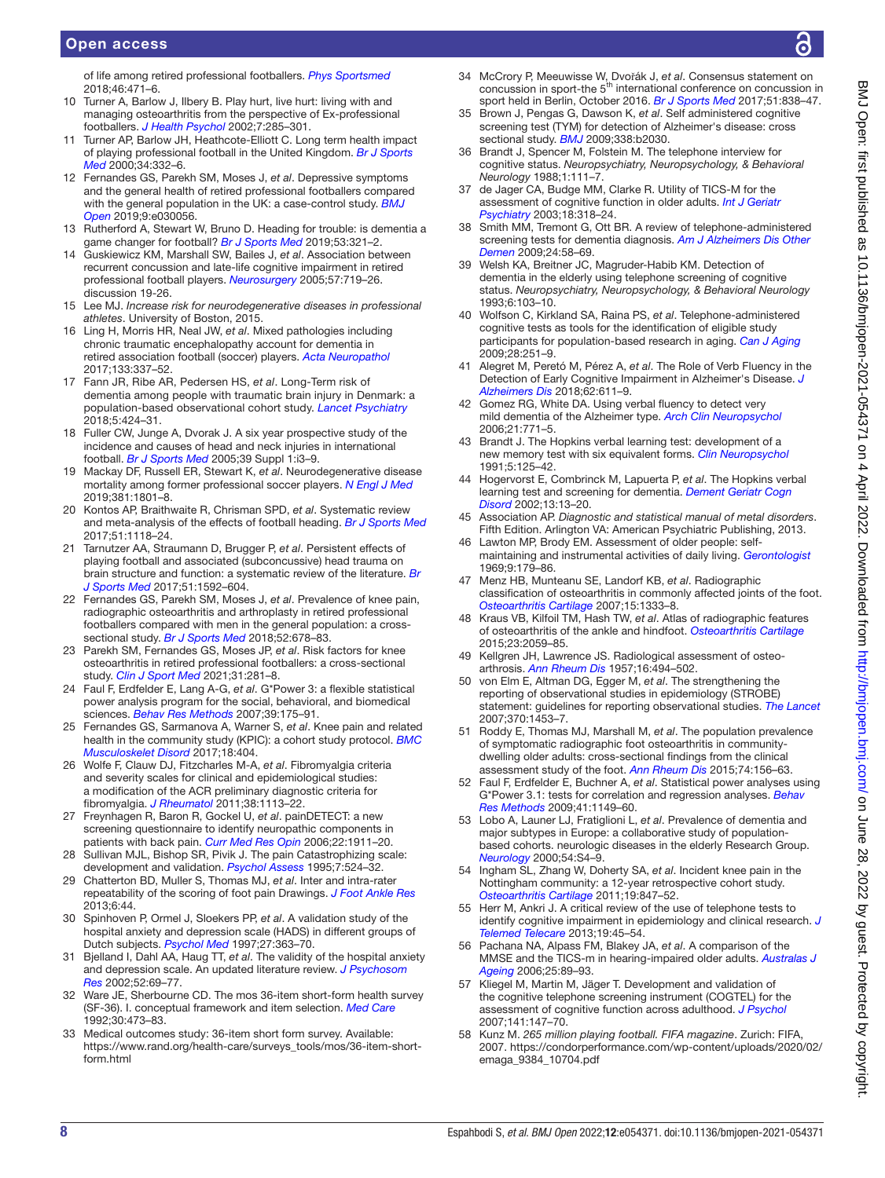of life among retired professional footballers. *Phys Sportsmed* 2018;46:471–6.

10. Turner A, Barlow J, Ilbery B. Play hurt, live hurt: living with and managing osteoarthritis from the perspective of Ex-professional footballers. *J Health Psychol* 2002;7:285–301.
11. Turner AP, Barlow JH, Heathcote-Elliott C. Long term health impact of playing professional football in the United Kingdom. *Br J Sports Med* 2000;34:332–6.
12. Fernandes GS, Parekh SM, Moses J, *et al*. Depressive symptoms and the general health of retired professional footballers compared with the general population in the UK: a case-control study. *BMJ Open* 2019;9:e030056.
13. Rutherford A, Stewart W, Bruno D. Heading for trouble: is dementia a game changer for football? *Br J Sports Med* 2019;53:321–2.
14. Guskiewicz KM, Marshall SW, Bailes J, *et al*. Association between recurrent concussion and late-life cognitive impairment in retired professional football players. *Neurosurgery* 2005;57:719–26. discussion 19-26.
15. Lee MJ. *Increase risk for neurodegenerative diseases in professional athletes*. University of Boston, 2015.
16. Ling H, Morris HR, Neal JW, *et al*. Mixed pathologies including chronic traumatic encephalopathy account for dementia in retired association football (soccer) players. *Acta Neuropathol* 2017;133:337–52.
17. Fann JR, Ribe AR, Pedersen HS, *et al*. Long-Term risk of dementia among people with traumatic brain injury in Denmark: a population-based observational cohort study. *Lancet Psychiatry* 2018;5:424–31.
18. Fuller CW, Junge A, Dvorak J. A six year prospective study of the incidence and causes of head and neck injuries in international football. *Br J Sports Med* 2005;39 Suppl 1:i3–9.
19. Mackay DF, Russell ER, Stewart K, *et al*. Neurodegenerative disease mortality among former professional soccer players. *N Engl J Med* 2019;381:1801–8.
20. Kontos AP, Braithwaite R, Chrisman SPD, *et al*. Systematic review and meta-analysis of the effects of football heading. *Br J Sports Med* 2017;51:1118–24.
21. Tarnutzer AA, Straumann D, Brugger P, *et al*. Persistent effects of playing football and associated (subconcussive) head trauma on brain structure and function: a systematic review of the literature. *Br J Sports Med* 2017;51:1592–604.
22. Fernandes GS, Parekh SM, Moses J, *et al*. Prevalence of knee pain, radiographic osteoarthritis and arthroplasty in retired professional footballers compared with men in the general population: a cross-sectional study. *Br J Sports Med* 2018;52:678–83.
23. Parekh SM, Fernandes GS, Moses JP, *et al*. Risk factors for knee osteoarthritis in retired professional footballers: a cross-sectional study. *Clin J Sport Med* 2021;31:281–8.
24. Faul F, Erdfelder E, Lang A-G, *et al*. G*Power 3: a flexible statistical power analysis program for the social, behavioral, and biomedical sciences. *Behav Res Methods* 2007;39:175–91.
25. Fernandes GS, Sarmanova A, Warner S, *et al*. Knee pain and related health in the community study (KPIC): a cohort study protocol. *BMC Musculoskelet Disord* 2017;18:404.
26. Wolfe F, Clauw DJ, Fitzcharles M-A, *et al*. Fibromyalgia criteria and severity scales for clinical and epidemiological studies: a modification of the ACR preliminary diagnostic criteria for fibromyalgia. *J Rheumatol* 2011;38:1113–22.
27. Freynhagen R, Baron R, Gockel U, *et al*. painDETECT: a new screening questionnaire to identify neuropathic components in patients with back pain. *Curr Med Res Opin* 2006;22:1911–20.
28. Sullivan MJL, Bishop SR, Pivik J. The pain Catastrophizing scale: development and validation. *Psychol Assess* 1995;7:524–32.
29. Chatterton BD, Muller S, Thomas MJ, *et al*. Inter and intra-rater repeatability of the scoring of foot pain Drawings. *J Foot Ankle Res* 2013;6:44.
30. Spinhoven P, Ormel J, Sloekers PP, *et al*. A validation study of the hospital anxiety and depression scale (HADS) in different groups of Dutch subjects. *Psychol Med* 1997;27:363–70.
31. Bjelland I, Dahl AA, Haug TT, *et al*. The validity of the hospital anxiety and depression scale. An updated literature review. *J Psychosom Res* 2002;52:69–77.
32. Ware JE, Sherbourne CD. The mos 36-item short-form health survey (SF-36). I. conceptual framework and item selection. *Med Care* 1992;30:473–83.
33. Medical outcomes study: 36-item short form survey. Available: https://www.rand.org/health-care/surveys_tools/mos/36-item-short-form.html
34. McCrory P, Meeuwisse W, Dvořák J, *et al*. Consensus statement on concussion in sport-the 5th international conference on concussion in sport held in Berlin, October 2016. *Br J Sports Med* 2017;51:838–47.
35. Brown J, Pengas G, Dawson K, *et al*. Self administered cognitive screening test (TYM) for detection of Alzheimer's disease: cross sectional study. *BMJ* 2009;338:b2030.
36. Brandt J, Spencer M, Folstein M. The telephone interview for cognitive status. *Neuropsychiatry, Neuropsychology, & Behavioral Neurology* 1988;1:111–7.
37. de Jager CA, Budge MM, Clarke R. Utility of TICS-M for the assessment of cognitive function in older adults. *Int J Geriatr Psychiatry* 2003;18:318–24.
38. Smith MM, Tremont G, Ott BR. A review of telephone-administered screening tests for dementia diagnosis. *Am J Alzheimers Dis Other Demen* 2009;24:58–69.
39. Welsh KA, Breitner JC, Magruder-Habib KM. Detection of dementia in the elderly using telephone screening of cognitive status. *Neuropsychiatry, Neuropsychology, & Behavioral Neurology* 1993;6:103–10.
40. Wolfson C, Kirkland SA, Raina PS, *et al*. Telephone-administered cognitive tests as tools for the identification of eligible study participants for population-based research in aging. *Can J Aging* 2009;28:251–9.
41. Alegret M, Peretó M, Pérez A, *et al*. The Role of Verb Fluency in the Detection of Early Cognitive Impairment in Alzheimer's Disease. *J Alzheimers Dis* 2018;62:611–9.
42. Gomez RG, White DA. Using verbal fluency to detect very mild dementia of the Alzheimer type. *Arch Clin Neuropsychol* 2006;21:771–5.
43. Brandt J. The Hopkins verbal learning test: development of a new memory test with six equivalent forms. *Clin Neuropsychol* 1991;5:125–42.
44. Hogervorst E, Combrinck M, Lapuerta P, *et al*. The Hopkins verbal learning test and screening for dementia. *Dement Geriatr Cogn Disord* 2002;13:13–20.
45. Association AP. *Diagnostic and statistical manual of metal disorders*. Fifth Edition. Arlington VA: American Psychiatric Publishing, 2013.
46. Lawton MP, Brody EM. Assessment of older people: self-maintaining and instrumental activities of daily living. *Gerontologist* 1969;9:179–86.
47. Menz HB, Munteanu SE, Landorf KB, *et al*. Radiographic classification of osteoarthritis in commonly affected joints of the foot. *Osteoarthritis Cartilage* 2007;15:1333–8.
48. Kraus VB, Kilfoil TM, Hash TW, *et al*. Atlas of radiographic features of osteoarthritis of the ankle and hindfoot. *Osteoarthritis Cartilage* 2015;23:2059–85.
49. Kellgren JH, Lawrence JS. Radiological assessment of osteo-arthrosis. *Ann Rheum Dis* 1957;16:494–502.
50. von Elm E, Altman DG, Egger M, *et al*. The strengthening the reporting of observational studies in epidemiology (STROBE) statement: guidelines for reporting observational studies. *The Lancet* 2007;370:1453–7.
51. Roddy E, Thomas MJ, Marshall M, *et al*. The population prevalence of symptomatic radiographic foot osteoarthritis in community-dwelling older adults: cross-sectional findings from the clinical assessment study of the foot. *Ann Rheum Dis* 2015;74:156–63.
52. Faul F, Erdfelder E, Buchner A, *et al*. Statistical power analyses using G*Power 3.1: tests for correlation and regression analyses. *Behav Res Methods* 2009;41:1149–60.
53. Lobo A, Launer LJ, Fratiglioni L, *et al*. Prevalence of dementia and major subtypes in Europe: a collaborative study of population-based cohorts. neurologic diseases in the elderly Research Group. *Neurology* 2000;54:S4–9.
54. Ingham SL, Zhang W, Doherty SA, *et al*. Incident knee pain in the Nottingham community: a 12-year retrospective cohort study. *Osteoarthritis Cartilage* 2011;19:847–52.
55. Herr M, Ankri J. A critical review of the use of telephone tests to identify cognitive impairment in epidemiology and clinical research. *J Telemed Telecare* 2013;19:45–54.
56. Pachana NA, Alpass FM, Blakey JA, *et al*. A comparison of the MMSE and the TICS-m in hearing-impaired older adults. *Australas J Ageing* 2006;25:89–93.
57. Kliegel M, Martin M, Jäger T. Development and validation of the cognitive telephone screening instrument (COGTEL) for the assessment of cognitive function across adulthood. *J Psychol* 2007;141:147–70.
58. Kunz M. *265 million playing football. FIFA magazine*. Zurich: FIFA, 2007. https://condorperformance.com/wp-content/uploads/2020/02/emaga_9384_10704.pdf